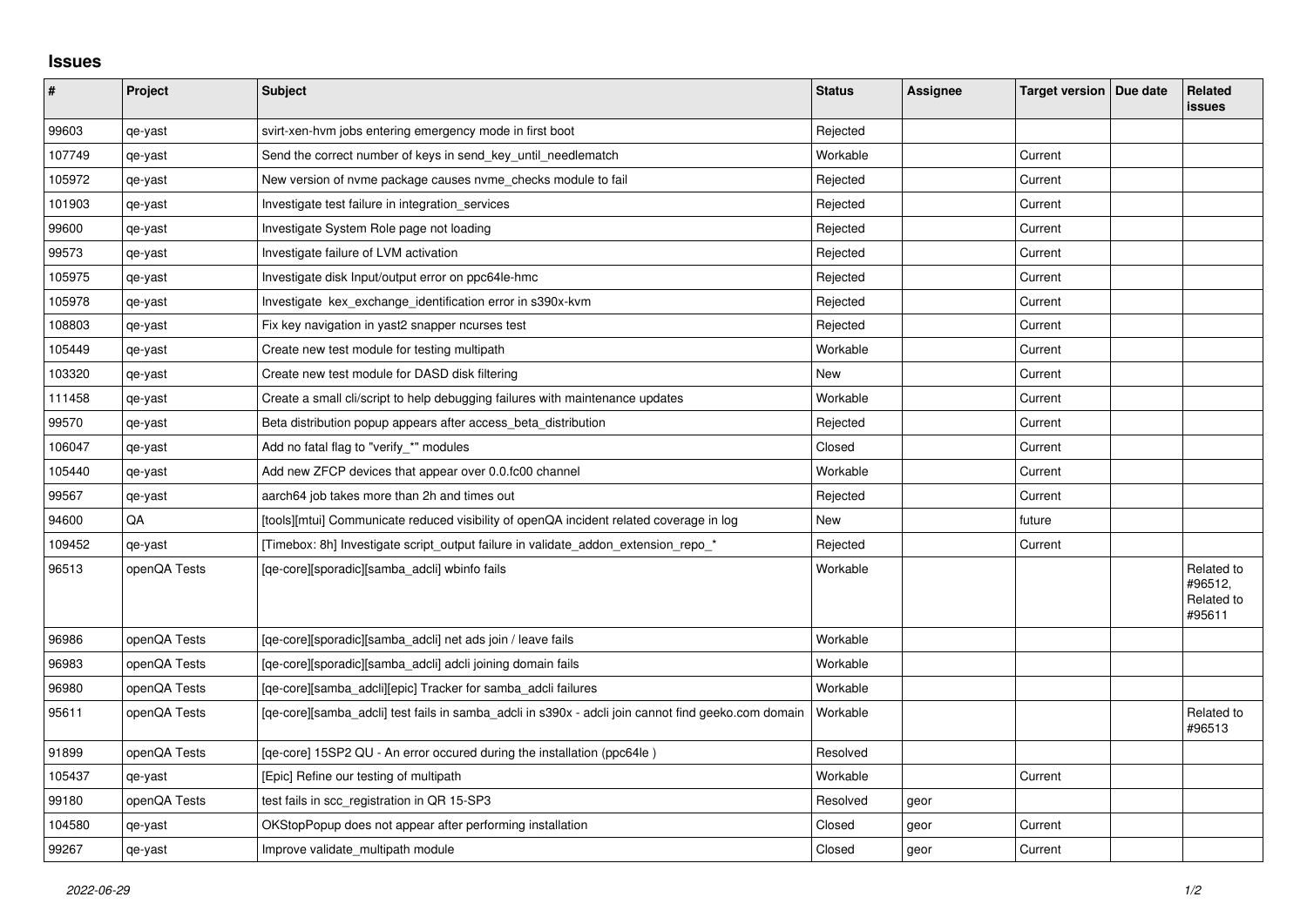# Issues

| # | Project | Subject | Status | Assignee | Target version | Due date | Related issues |
|---|---|---|---|---|---|---|---|
| 99603 | qe-yast | svirt-xen-hvm jobs entering emergency mode in first boot | Rejected | | | | |
| 107749 | qe-yast | Send the correct number of keys in send_key_until_needlematch | Workable | | Current | | |
| 105972 | qe-yast | New version of nvme package causes nvme_checks module to fail | Rejected | | Current | | |
| 101903 | qe-yast | Investigate test failure in integration_services | Rejected | | Current | | |
| 99600 | qe-yast | Investigate System Role page not loading | Rejected | | Current | | |
| 99573 | qe-yast | Investigate failure of LVM activation | Rejected | | Current | | |
| 105975 | qe-yast | Investigate disk Input/output error on ppc64le-hmc | Rejected | | Current | | |
| 105978 | qe-yast | Investigate kex_exchange_identification error in s390x-kvm | Rejected | | Current | | |
| 108803 | qe-yast | Fix key navigation in yast2 snapper ncurses test | Rejected | | Current | | |
| 105449 | qe-yast | Create new test module for testing multipath | Workable | | Current | | |
| 103320 | qe-yast | Create new test module for DASD disk filtering | New | | Current | | |
| 111458 | qe-yast | Create a small cli/script to help debugging failures with maintenance updates | Workable | | Current | | |
| 99570 | qe-yast | Beta distribution popup appears after access_beta_distribution | Rejected | | Current | | |
| 106047 | qe-yast | Add no fatal flag to "verify_*" modules | Closed | | Current | | |
| 105440 | qe-yast | Add new ZFCP devices that appear over 0.0.fc00 channel | Workable | | Current | | |
| 99567 | qe-yast | aarch64 job takes more than 2h and times out | Rejected | | Current | | |
| 94600 | QA | [tools][mtui] Communicate reduced visibility of openQA incident related coverage in log | New | | future | | |
| 109452 | qe-yast | [Timebox: 8h] Investigate script_output failure in validate_addon_extension_repo_* | Rejected | | Current | | |
| 96513 | openQA Tests | [qe-core][sporadic][samba_adcli] wbinfo fails | Workable | | | | Related to #96512, Related to #95611 |
| 96986 | openQA Tests | [qe-core][sporadic][samba_adcli] net ads join / leave fails | Workable | | | | |
| 96983 | openQA Tests | [qe-core][sporadic][samba_adcli] adcli joining domain fails | Workable | | | | |
| 96980 | openQA Tests | [qe-core][samba_adcli][epic] Tracker for samba_adcli failures | Workable | | | | |
| 95611 | openQA Tests | [qe-core][samba_adcli] test fails in samba_adcli in s390x - adcli join cannot find geeko.com domain | Workable | | | | Related to #96513 |
| 91899 | openQA Tests | [qe-core] 15SP2 QU - An error occured during the installation (ppc64le ) | Resolved | | | | |
| 105437 | qe-yast | [Epic] Refine our testing of multipath | Workable | | Current | | |
| 99180 | openQA Tests | test fails in scc_registration in QR 15-SP3 | Resolved | geor | | | |
| 104580 | qe-yast | OKStopPopup does not appear after performing installation | Closed | geor | Current | | |
| 99267 | qe-yast | Improve validate_multipath module | Closed | geor | Current | | |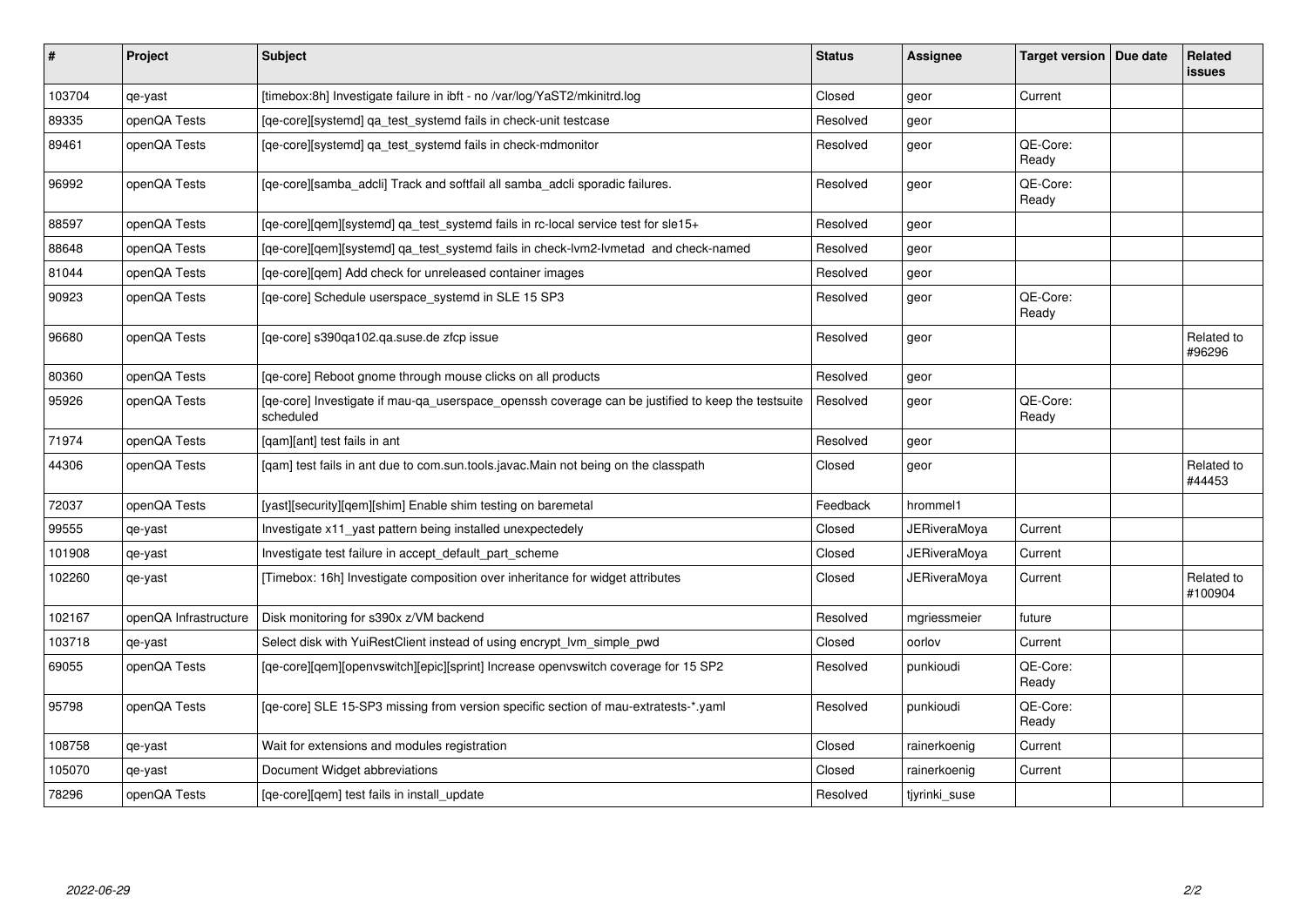| # | Project | Subject | Status | Assignee | Target version | Due date | Related issues |
|---|---|---|---|---|---|---|---|
| 103704 | qe-yast | [timebox:8h] Investigate failure in ibft - no /var/log/YaST2/mkinitrd.log | Closed | geor | Current | | |
| 89335 | openQA Tests | [qe-core][systemd] qa_test_systemd fails in check-unit testcase | Resolved | geor | | | |
| 89461 | openQA Tests | [qe-core][systemd] qa_test_systemd fails in check-mdmonitor | Resolved | geor | QE-Core: Ready | | |
| 96992 | openQA Tests | [qe-core][samba_adcli] Track and softfail all samba_adcli sporadic failures. | Resolved | geor | QE-Core: Ready | | |
| 88597 | openQA Tests | [qe-core][qem][systemd] qa_test_systemd fails in rc-local service test for sle15+ | Resolved | geor | | | |
| 88648 | openQA Tests | [qe-core][qem][systemd] qa_test_systemd fails in check-lvm2-lvmetad and check-named | Resolved | geor | | | |
| 81044 | openQA Tests | [qe-core][qem] Add check for unreleased container images | Resolved | geor | | | |
| 90923 | openQA Tests | [qe-core] Schedule userspace_systemd in SLE 15 SP3 | Resolved | geor | QE-Core: Ready | | |
| 96680 | openQA Tests | [qe-core] s390qa102.qa.suse.de zfcp issue | Resolved | geor | | | Related to #96296 |
| 80360 | openQA Tests | [qe-core] Reboot gnome through mouse clicks on all products | Resolved | geor | | | |
| 95926 | openQA Tests | [qe-core] Investigate if mau-qa_userspace_openssh coverage can be justified to keep the testsuite scheduled | Resolved | geor | QE-Core: Ready | | |
| 71974 | openQA Tests | [qam][ant] test fails in ant | Resolved | geor | | | |
| 44306 | openQA Tests | [qam] test fails in ant due to com.sun.tools.javac.Main not being on the classpath | Closed | geor | | | Related to #44453 |
| 72037 | openQA Tests | [yast][security][qem][shim] Enable shim testing on baremetal | Feedback | hrommel1 | | | |
| 99555 | qe-yast | Investigate x11_yast pattern being installed unexpectedely | Closed | JERiveraMoya | Current | | |
| 101908 | qe-yast | Investigate test failure in accept_default_part_scheme | Closed | JERiveraMoya | Current | | |
| 102260 | qe-yast | [Timebox: 16h] Investigate composition over inheritance for widget attributes | Closed | JERiveraMoya | Current | | Related to #100904 |
| 102167 | openQA Infrastructure | Disk monitoring for s390x z/VM backend | Resolved | mgriessmeier | future | | |
| 103718 | qe-yast | Select disk with YuiRestClient instead of using encrypt_lvm_simple_pwd | Closed | oorlov | Current | | |
| 69055 | openQA Tests | [qe-core][qem][openvswitch][epic][sprint] Increase openvswitch coverage for 15 SP2 | Resolved | punkioudi | QE-Core: Ready | | |
| 95798 | openQA Tests | [qe-core] SLE 15-SP3 missing from version specific section of mau-extratests-*.yaml | Resolved | punkioudi | QE-Core: Ready | | |
| 108758 | qe-yast | Wait for extensions and modules registration | Closed | rainerkoenig | Current | | |
| 105070 | qe-yast | Document Widget abbreviations | Closed | rainerkoenig | Current | | |
| 78296 | openQA Tests | [qe-core][qem] test fails in install_update | Resolved | tjyrinki_suse | | | |

*2022-06-29*